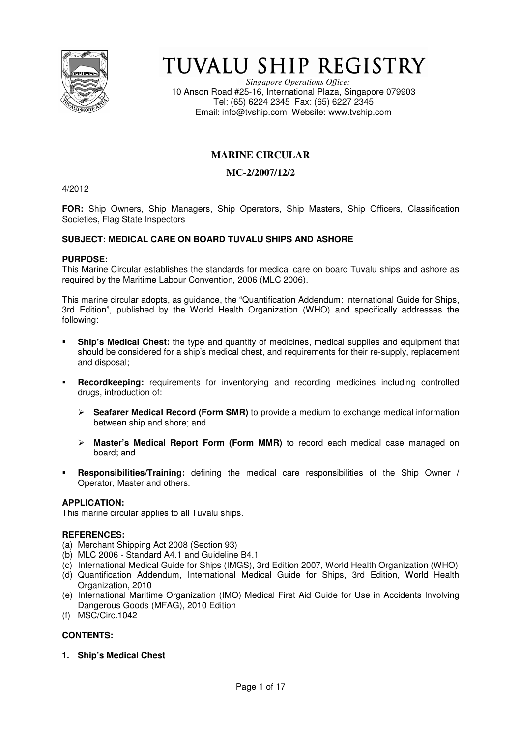# TUVALU SHIP REGISTRY

*Singapore Operations Office:*
10 Anson Road #25-16, International Plaza, Singapore 079903
Tel: (65) 6224 2345 Fax: (65) 6227 2345
Email: info@tvship.com Website: www.tvship.com

## MARINE CIRCULAR

## MC-2/2007/12/2

4/2012

**FOR:** Ship Owners, Ship Managers, Ship Operators, Ship Masters, Ship Officers, Classification Societies, Flag State Inspectors

**SUBJECT: MEDICAL CARE ON BOARD TUVALU SHIPS AND ASHORE**

**PURPOSE:**
This Marine Circular establishes the standards for medical care on board Tuvalu ships and ashore as required by the Maritime Labour Convention, 2006 (MLC 2006).

This marine circular adopts, as guidance, the "Quantification Addendum: International Guide for Ships, 3rd Edition", published by the World Health Organization (WHO) and specifically addresses the following:

- **Ship's Medical Chest:** the type and quantity of medicines, medical supplies and equipment that should be considered for a ship's medical chest, and requirements for their re-supply, replacement and disposal;
- **Recordkeeping:** requirements for inventorying and recording medicines including controlled drugs, introduction of:
  - **Seafarer Medical Record (Form SMR)** to provide a medium to exchange medical information between ship and shore; and
  - **Master's Medical Report Form (Form MMR)** to record each medical case managed on board; and
- **Responsibilities/Training:** defining the medical care responsibilities of the Ship Owner / Operator, Master and others.

**APPLICATION:**
This marine circular applies to all Tuvalu ships.

**REFERENCES:**
(a) Merchant Shipping Act 2008 (Section 93)
(b) MLC 2006 - Standard A4.1 and Guideline B4.1
(c) International Medical Guide for Ships (IMGS), 3rd Edition 2007, World Health Organization (WHO)
(d) Quantification Addendum, International Medical Guide for Ships, 3rd Edition, World Health Organization, 2010
(e) International Maritime Organization (IMO) Medical First Aid Guide for Use in Accidents Involving Dangerous Goods (MFAG), 2010 Edition
(f) MSC/Circ.1042

**CONTENTS:**

**1. Ship's Medical Chest**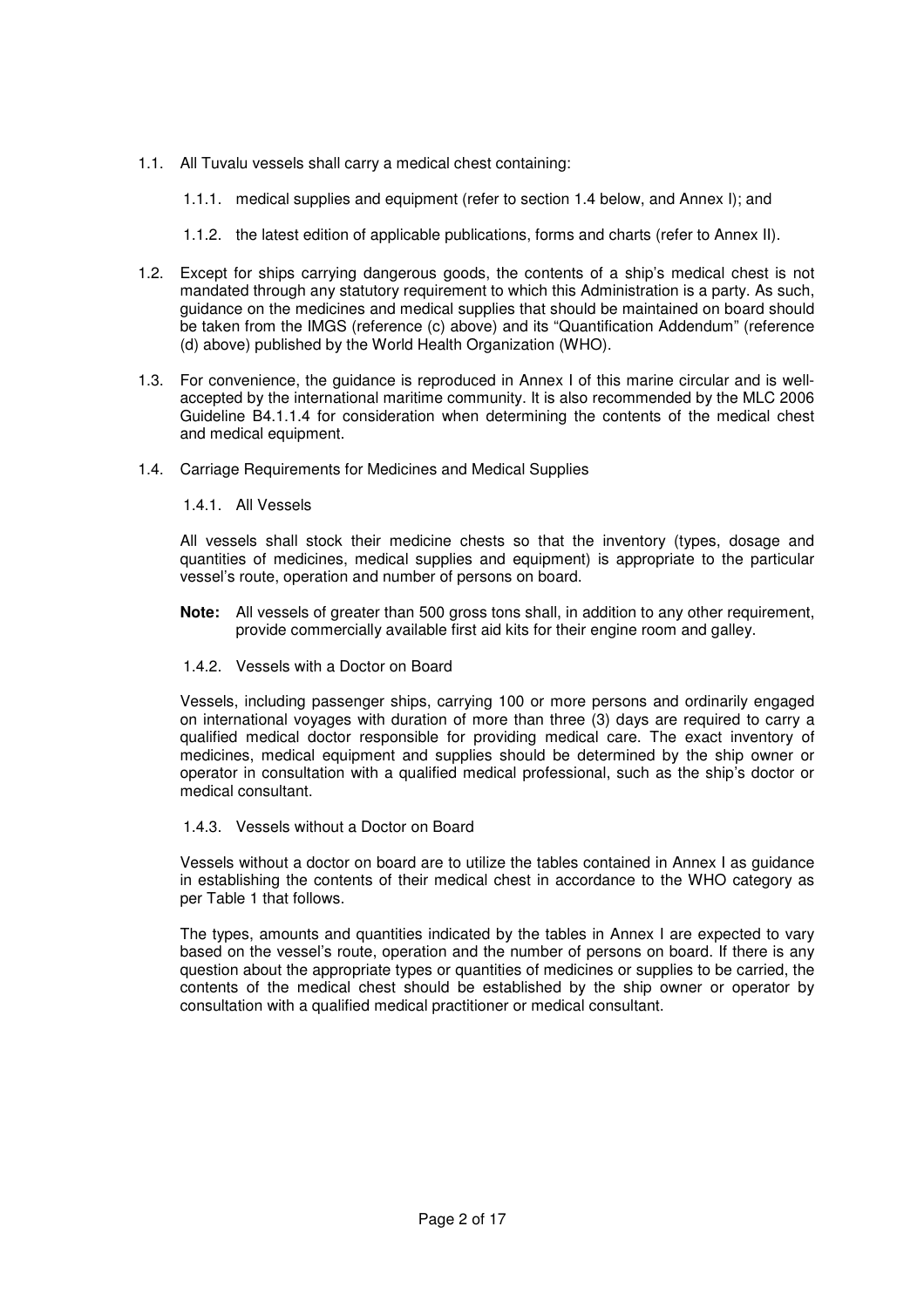1.1. All Tuvalu vessels shall carry a medical chest containing:

1.1.1. medical supplies and equipment (refer to section 1.4 below, and Annex I); and

1.1.2. the latest edition of applicable publications, forms and charts (refer to Annex II).

1.2. Except for ships carrying dangerous goods, the contents of a ship's medical chest is not mandated through any statutory requirement to which this Administration is a party. As such, guidance on the medicines and medical supplies that should be maintained on board should be taken from the IMGS (reference (c) above) and its "Quantification Addendum" (reference (d) above) published by the World Health Organization (WHO).

1.3. For convenience, the guidance is reproduced in Annex I of this marine circular and is well-accepted by the international maritime community. It is also recommended by the MLC 2006 Guideline B4.1.1.4 for consideration when determining the contents of the medical chest and medical equipment.

1.4. Carriage Requirements for Medicines and Medical Supplies

1.4.1. All Vessels

All vessels shall stock their medicine chests so that the inventory (types, dosage and quantities of medicines, medical supplies and equipment) is appropriate to the particular vessel's route, operation and number of persons on board.

**Note:** All vessels of greater than 500 gross tons shall, in addition to any other requirement, provide commercially available first aid kits for their engine room and galley.

1.4.2. Vessels with a Doctor on Board

Vessels, including passenger ships, carrying 100 or more persons and ordinarily engaged on international voyages with duration of more than three (3) days are required to carry a qualified medical doctor responsible for providing medical care. The exact inventory of medicines, medical equipment and supplies should be determined by the ship owner or operator in consultation with a qualified medical professional, such as the ship's doctor or medical consultant.

1.4.3. Vessels without a Doctor on Board

Vessels without a doctor on board are to utilize the tables contained in Annex I as guidance in establishing the contents of their medical chest in accordance to the WHO category as per Table 1 that follows.

The types, amounts and quantities indicated by the tables in Annex I are expected to vary based on the vessel's route, operation and the number of persons on board. If there is any question about the appropriate types or quantities of medicines or supplies to be carried, the contents of the medical chest should be established by the ship owner or operator by consultation with a qualified medical practitioner or medical consultant.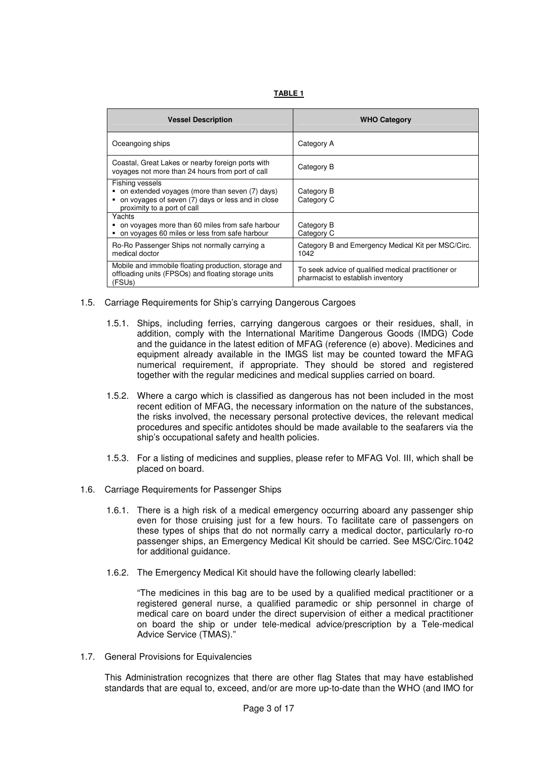**TABLE 1**

| Vessel Description | WHO Category |
|---|---|
| Oceangoing ships | Category A |
| Coastal, Great Lakes or nearby foreign ports with voyages not more than 24 hours from port of call | Category B |
| Fishing vessels<br>▪ on extended voyages (more than seven (7) days)<br>▪ on voyages of seven (7) days or less and in close proximity to a port of call | <br>Category B<br>Category C |
| Yachts<br>▪ on voyages more than 60 miles from safe harbour<br>▪ on voyages 60 miles or less from safe harbour | <br>Category B<br>Category C |
| Ro-Ro Passenger Ships not normally carrying a medical doctor | Category B and Emergency Medical Kit per MSC/Circ. 1042 |
| Mobile and immobile floating production, storage and offloading units (FPSOs) and floating storage units (FSUs) | To seek advice of qualified medical practitioner or pharmacist to establish inventory |

1.5. Carriage Requirements for Ship's carrying Dangerous Cargoes

1.5.1. Ships, including ferries, carrying dangerous cargoes or their residues, shall, in addition, comply with the International Maritime Dangerous Goods (IMDG) Code and the guidance in the latest edition of MFAG (reference (e) above). Medicines and equipment already available in the IMGS list may be counted toward the MFAG numerical requirement, if appropriate. They should be stored and registered together with the regular medicines and medical supplies carried on board.

1.5.2. Where a cargo which is classified as dangerous has not been included in the most recent edition of MFAG, the necessary information on the nature of the substances, the risks involved, the necessary personal protective devices, the relevant medical procedures and specific antidotes should be made available to the seafarers via the ship's occupational safety and health policies.

1.5.3. For a listing of medicines and supplies, please refer to MFAG Vol. III, which shall be placed on board.

1.6. Carriage Requirements for Passenger Ships

1.6.1. There is a high risk of a medical emergency occurring aboard any passenger ship even for those cruising just for a few hours. To facilitate care of passengers on these types of ships that do not normally carry a medical doctor, particularly ro-ro passenger ships, an Emergency Medical Kit should be carried. See MSC/Circ.1042 for additional guidance.

1.6.2. The Emergency Medical Kit should have the following clearly labelled:

"The medicines in this bag are to be used by a qualified medical practitioner or a registered general nurse, a qualified paramedic or ship personnel in charge of medical care on board under the direct supervision of either a medical practitioner on board the ship or under tele-medical advice/prescription by a Tele-medical Advice Service (TMAS)."

1.7. General Provisions for Equivalencies

This Administration recognizes that there are other flag States that may have established standards that are equal to, exceed, and/or are more up-to-date than the WHO (and IMO for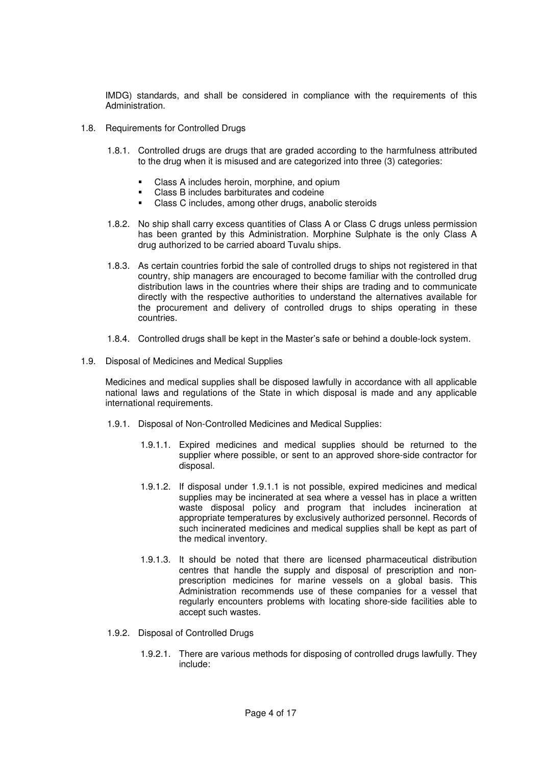IMDG) standards, and shall be considered in compliance with the requirements of this Administration.

1.8. Requirements for Controlled Drugs

1.8.1. Controlled drugs are drugs that are graded according to the harmfulness attributed to the drug when it is misused and are categorized into three (3) categories:

- Class A includes heroin, morphine, and opium
- Class B includes barbiturates and codeine
- Class C includes, among other drugs, anabolic steroids

1.8.2. No ship shall carry excess quantities of Class A or Class C drugs unless permission has been granted by this Administration. Morphine Sulphate is the only Class A drug authorized to be carried aboard Tuvalu ships.

1.8.3. As certain countries forbid the sale of controlled drugs to ships not registered in that country, ship managers are encouraged to become familiar with the controlled drug distribution laws in the countries where their ships are trading and to communicate directly with the respective authorities to understand the alternatives available for the procurement and delivery of controlled drugs to ships operating in these countries.

1.8.4. Controlled drugs shall be kept in the Master's safe or behind a double-lock system.

1.9. Disposal of Medicines and Medical Supplies

Medicines and medical supplies shall be disposed lawfully in accordance with all applicable national laws and regulations of the State in which disposal is made and any applicable international requirements.

1.9.1. Disposal of Non-Controlled Medicines and Medical Supplies:

1.9.1.1. Expired medicines and medical supplies should be returned to the supplier where possible, or sent to an approved shore-side contractor for disposal.

1.9.1.2. If disposal under 1.9.1.1 is not possible, expired medicines and medical supplies may be incinerated at sea where a vessel has in place a written waste disposal policy and program that includes incineration at appropriate temperatures by exclusively authorized personnel. Records of such incinerated medicines and medical supplies shall be kept as part of the medical inventory.

1.9.1.3. It should be noted that there are licensed pharmaceutical distribution centres that handle the supply and disposal of prescription and non-prescription medicines for marine vessels on a global basis. This Administration recommends use of these companies for a vessel that regularly encounters problems with locating shore-side facilities able to accept such wastes.

1.9.2. Disposal of Controlled Drugs

1.9.2.1. There are various methods for disposing of controlled drugs lawfully. They include: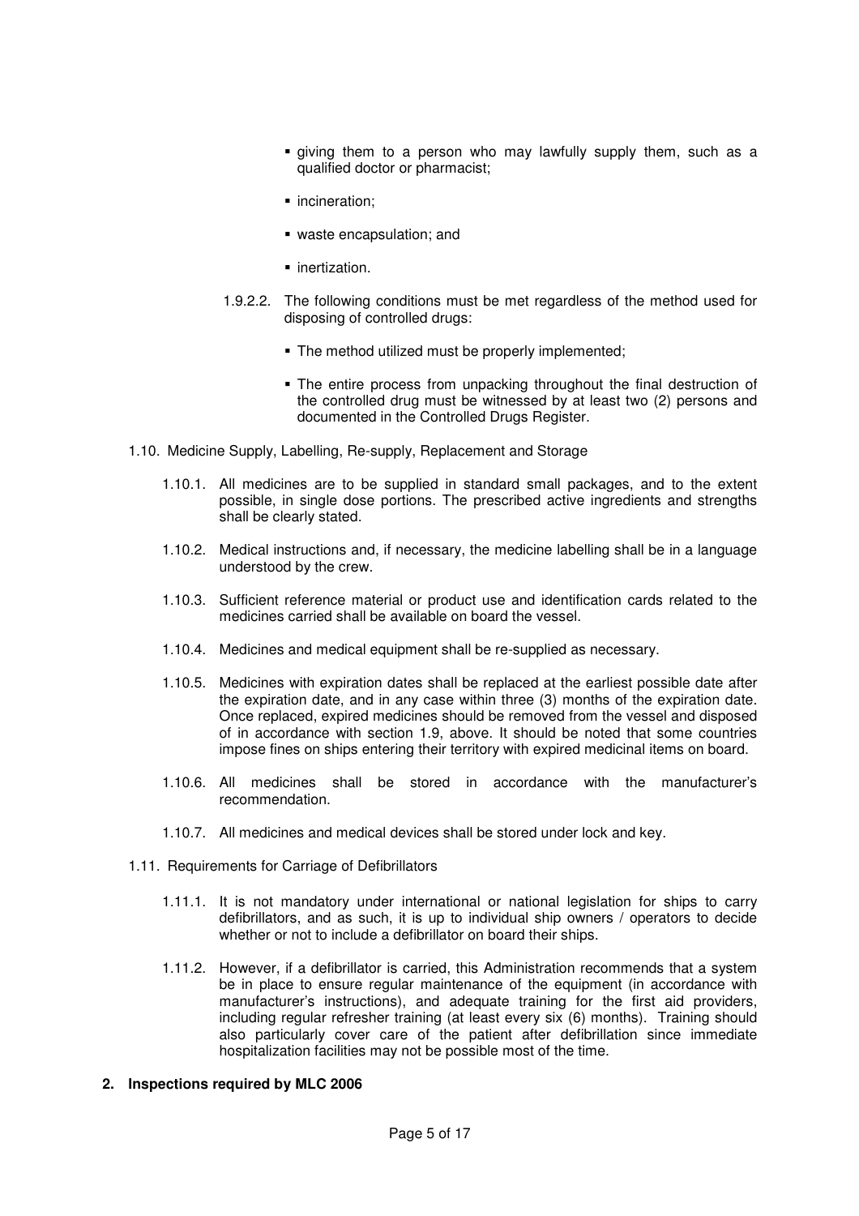- giving them to a person who may lawfully supply them, such as a qualified doctor or pharmacist;
- incineration;
- waste encapsulation; and
- inertization.

1.9.2.2. The following conditions must be met regardless of the method used for disposing of controlled drugs:

- The method utilized must be properly implemented;
- The entire process from unpacking throughout the final destruction of the controlled drug must be witnessed by at least two (2) persons and documented in the Controlled Drugs Register.

1.10. Medicine Supply, Labelling, Re-supply, Replacement and Storage

1.10.1. All medicines are to be supplied in standard small packages, and to the extent possible, in single dose portions. The prescribed active ingredients and strengths shall be clearly stated.

1.10.2. Medical instructions and, if necessary, the medicine labelling shall be in a language understood by the crew.

1.10.3. Sufficient reference material or product use and identification cards related to the medicines carried shall be available on board the vessel.

1.10.4. Medicines and medical equipment shall be re-supplied as necessary.

1.10.5. Medicines with expiration dates shall be replaced at the earliest possible date after the expiration date, and in any case within three (3) months of the expiration date. Once replaced, expired medicines should be removed from the vessel and disposed of in accordance with section 1.9, above. It should be noted that some countries impose fines on ships entering their territory with expired medicinal items on board.

1.10.6. All medicines shall be stored in accordance with the manufacturer's recommendation.

1.10.7. All medicines and medical devices shall be stored under lock and key.

1.11. Requirements for Carriage of Defibrillators

1.11.1. It is not mandatory under international or national legislation for ships to carry defibrillators, and as such, it is up to individual ship owners / operators to decide whether or not to include a defibrillator on board their ships.

1.11.2. However, if a defibrillator is carried, this Administration recommends that a system be in place to ensure regular maintenance of the equipment (in accordance with manufacturer's instructions), and adequate training for the first aid providers, including regular refresher training (at least every six (6) months). Training should also particularly cover care of the patient after defibrillation since immediate hospitalization facilities may not be possible most of the time.

## 2. Inspections required by MLC 2006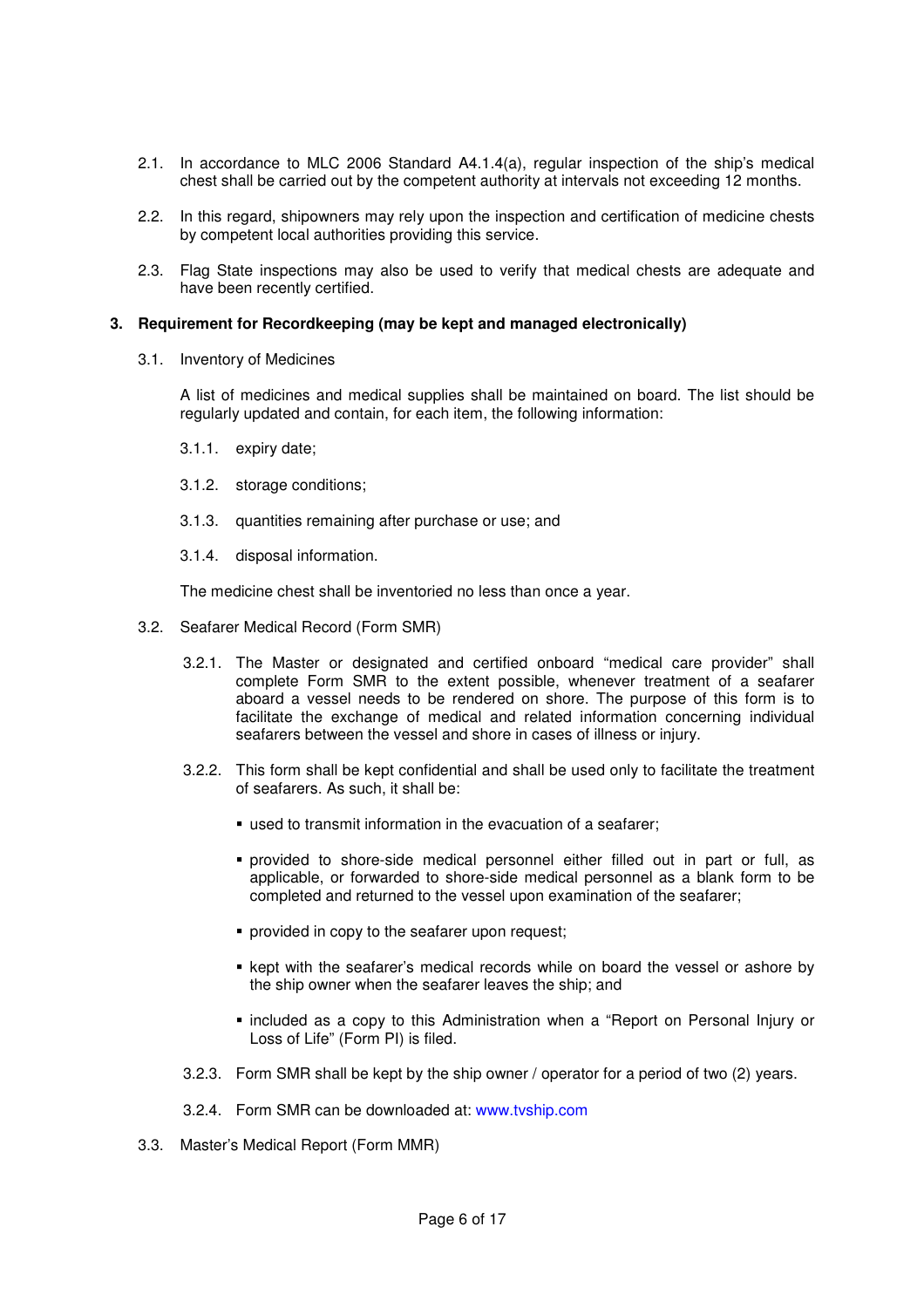2.1. In accordance to MLC 2006 Standard A4.1.4(a), regular inspection of the ship's medical chest shall be carried out by the competent authority at intervals not exceeding 12 months.

2.2. In this regard, shipowners may rely upon the inspection and certification of medicine chests by competent local authorities providing this service.

2.3. Flag State inspections may also be used to verify that medical chests are adequate and have been recently certified.

## 3. Requirement for Recordkeeping (may be kept and managed electronically)

3.1. Inventory of Medicines

A list of medicines and medical supplies shall be maintained on board. The list should be regularly updated and contain, for each item, the following information:

3.1.1. expiry date;

3.1.2. storage conditions;

3.1.3. quantities remaining after purchase or use; and

3.1.4. disposal information.

The medicine chest shall be inventoried no less than once a year.

3.2. Seafarer Medical Record (Form SMR)

3.2.1. The Master or designated and certified onboard "medical care provider" shall complete Form SMR to the extent possible, whenever treatment of a seafarer aboard a vessel needs to be rendered on shore. The purpose of this form is to facilitate the exchange of medical and related information concerning individual seafarers between the vessel and shore in cases of illness or injury.

3.2.2. This form shall be kept confidential and shall be used only to facilitate the treatment of seafarers. As such, it shall be:

- used to transmit information in the evacuation of a seafarer;
- provided to shore-side medical personnel either filled out in part or full, as applicable, or forwarded to shore-side medical personnel as a blank form to be completed and returned to the vessel upon examination of the seafarer;
- provided in copy to the seafarer upon request;
- kept with the seafarer's medical records while on board the vessel or ashore by the ship owner when the seafarer leaves the ship; and
- included as a copy to this Administration when a "Report on Personal Injury or Loss of Life" (Form PI) is filed.

3.2.3. Form SMR shall be kept by the ship owner / operator for a period of two (2) years.

3.2.4. Form SMR can be downloaded at: www.tvship.com

3.3. Master's Medical Report (Form MMR)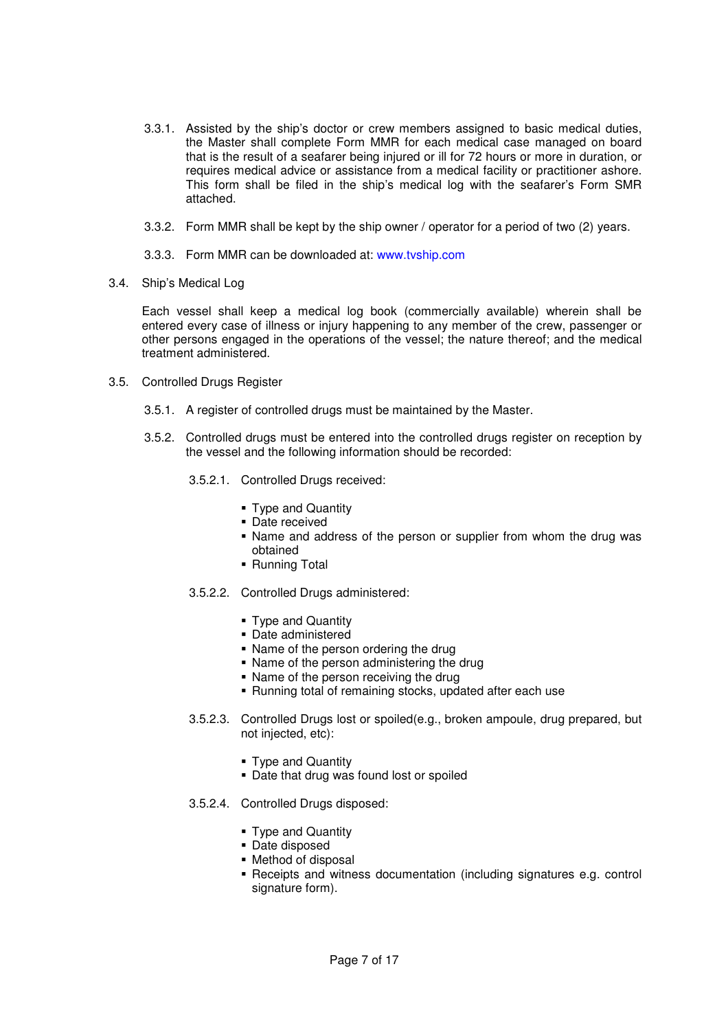3.3.1. Assisted by the ship's doctor or crew members assigned to basic medical duties, the Master shall complete Form MMR for each medical case managed on board that is the result of a seafarer being injured or ill for 72 hours or more in duration, or requires medical advice or assistance from a medical facility or practitioner ashore. This form shall be filed in the ship's medical log with the seafarer's Form SMR attached.

3.3.2. Form MMR shall be kept by the ship owner / operator for a period of two (2) years.

3.3.3. Form MMR can be downloaded at: www.tvship.com

3.4. Ship's Medical Log

Each vessel shall keep a medical log book (commercially available) wherein shall be entered every case of illness or injury happening to any member of the crew, passenger or other persons engaged in the operations of the vessel; the nature thereof; and the medical treatment administered.

3.5. Controlled Drugs Register

3.5.1. A register of controlled drugs must be maintained by the Master.

3.5.2. Controlled drugs must be entered into the controlled drugs register on reception by the vessel and the following information should be recorded:

3.5.2.1. Controlled Drugs received:

- Type and Quantity
- Date received
- Name and address of the person or supplier from whom the drug was obtained
- Running Total

3.5.2.2. Controlled Drugs administered:

- Type and Quantity
- Date administered
- Name of the person ordering the drug
- Name of the person administering the drug
- Name of the person receiving the drug
- Running total of remaining stocks, updated after each use

3.5.2.3. Controlled Drugs lost or spoiled(e.g., broken ampoule, drug prepared, but not injected, etc):

- Type and Quantity
- Date that drug was found lost or spoiled

3.5.2.4. Controlled Drugs disposed:

- Type and Quantity
- Date disposed
- Method of disposal
- Receipts and witness documentation (including signatures e.g. control signature form).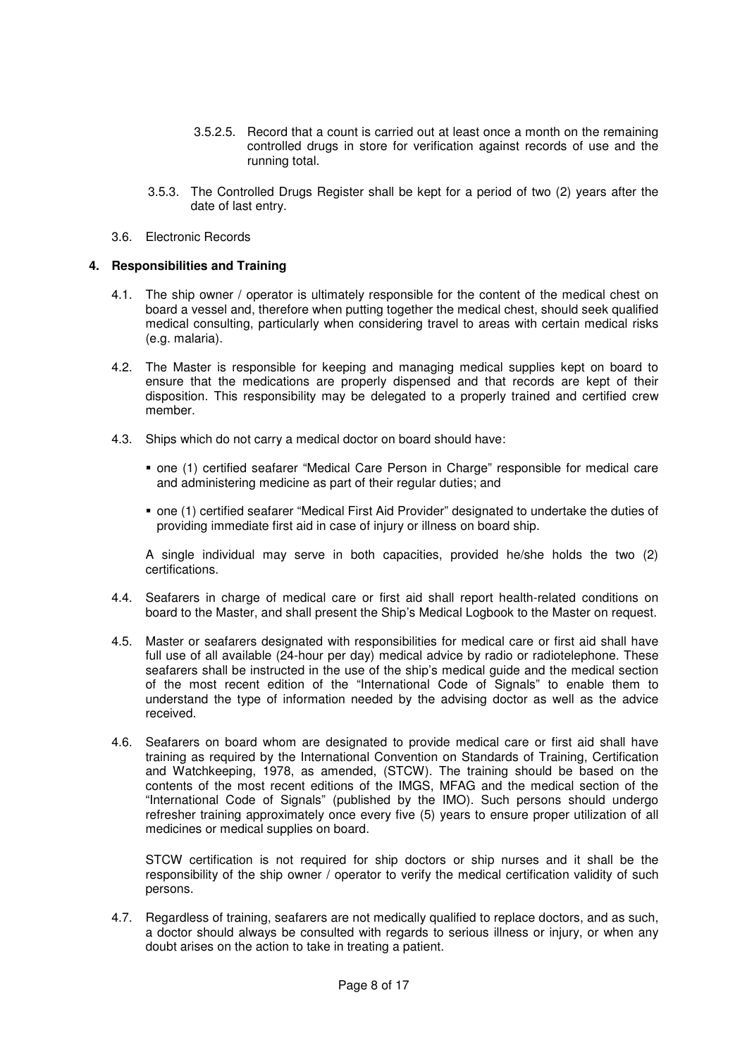3.5.2.5. Record that a count is carried out at least once a month on the remaining controlled drugs in store for verification against records of use and the running total.

3.5.3. The Controlled Drugs Register shall be kept for a period of two (2) years after the date of last entry.

3.6. Electronic Records

## 4. Responsibilities and Training

4.1. The ship owner / operator is ultimately responsible for the content of the medical chest on board a vessel and, therefore when putting together the medical chest, should seek qualified medical consulting, particularly when considering travel to areas with certain medical risks (e.g. malaria).

4.2. The Master is responsible for keeping and managing medical supplies kept on board to ensure that the medications are properly dispensed and that records are kept of their disposition. This responsibility may be delegated to a properly trained and certified crew member.

4.3. Ships which do not carry a medical doctor on board should have:

- one (1) certified seafarer "Medical Care Person in Charge" responsible for medical care and administering medicine as part of their regular duties; and
- one (1) certified seafarer "Medical First Aid Provider" designated to undertake the duties of providing immediate first aid in case of injury or illness on board ship.

A single individual may serve in both capacities, provided he/she holds the two (2) certifications.

4.4. Seafarers in charge of medical care or first aid shall report health-related conditions on board to the Master, and shall present the Ship's Medical Logbook to the Master on request.

4.5. Master or seafarers designated with responsibilities for medical care or first aid shall have full use of all available (24-hour per day) medical advice by radio or radiotelephone. These seafarers shall be instructed in the use of the ship's medical guide and the medical section of the most recent edition of the "International Code of Signals" to enable them to understand the type of information needed by the advising doctor as well as the advice received.

4.6. Seafarers on board whom are designated to provide medical care or first aid shall have training as required by the International Convention on Standards of Training, Certification and Watchkeeping, 1978, as amended, (STCW). The training should be based on the contents of the most recent editions of the IMGS, MFAG and the medical section of the "International Code of Signals" (published by the IMO). Such persons should undergo refresher training approximately once every five (5) years to ensure proper utilization of all medicines or medical supplies on board.

STCW certification is not required for ship doctors or ship nurses and it shall be the responsibility of the ship owner / operator to verify the medical certification validity of such persons.

4.7. Regardless of training, seafarers are not medically qualified to replace doctors, and as such, a doctor should always be consulted with regards to serious illness or injury, or when any doubt arises on the action to take in treating a patient.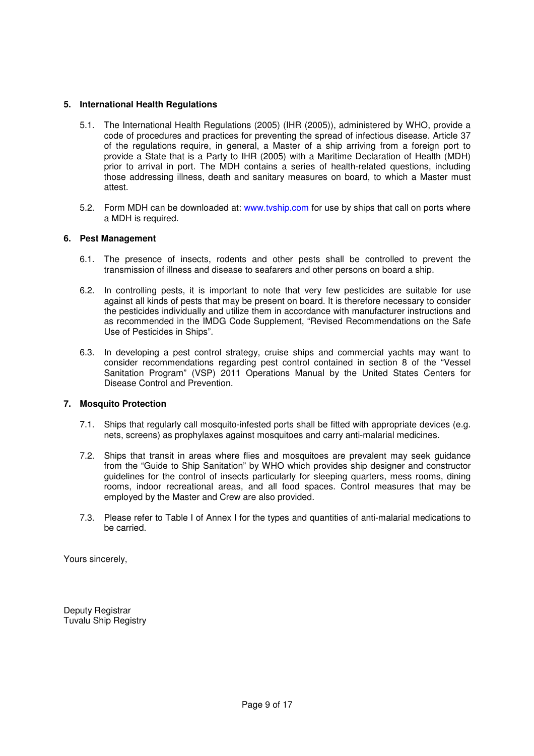## 5. International Health Regulations

5.1. The International Health Regulations (2005) (IHR (2005)), administered by WHO, provide a code of procedures and practices for preventing the spread of infectious disease. Article 37 of the regulations require, in general, a Master of a ship arriving from a foreign port to provide a State that is a Party to IHR (2005) with a Maritime Declaration of Health (MDH) prior to arrival in port. The MDH contains a series of health-related questions, including those addressing illness, death and sanitary measures on board, to which a Master must attest.

5.2. Form MDH can be downloaded at: www.tvship.com for use by ships that call on ports where a MDH is required.

## 6. Pest Management

6.1. The presence of insects, rodents and other pests shall be controlled to prevent the transmission of illness and disease to seafarers and other persons on board a ship.

6.2. In controlling pests, it is important to note that very few pesticides are suitable for use against all kinds of pests that may be present on board. It is therefore necessary to consider the pesticides individually and utilize them in accordance with manufacturer instructions and as recommended in the IMDG Code Supplement, "Revised Recommendations on the Safe Use of Pesticides in Ships".

6.3. In developing a pest control strategy, cruise ships and commercial yachts may want to consider recommendations regarding pest control contained in section 8 of the "Vessel Sanitation Program" (VSP) 2011 Operations Manual by the United States Centers for Disease Control and Prevention.

## 7. Mosquito Protection

7.1. Ships that regularly call mosquito-infested ports shall be fitted with appropriate devices (e.g. nets, screens) as prophylaxes against mosquitoes and carry anti-malarial medicines.

7.2. Ships that transit in areas where flies and mosquitoes are prevalent may seek guidance from the "Guide to Ship Sanitation" by WHO which provides ship designer and constructor guidelines for the control of insects particularly for sleeping quarters, mess rooms, dining rooms, indoor recreational areas, and all food spaces. Control measures that may be employed by the Master and Crew are also provided.

7.3. Please refer to Table I of Annex I for the types and quantities of anti-malarial medications to be carried.

Yours sincerely,

Deputy Registrar
Tuvalu Ship Registry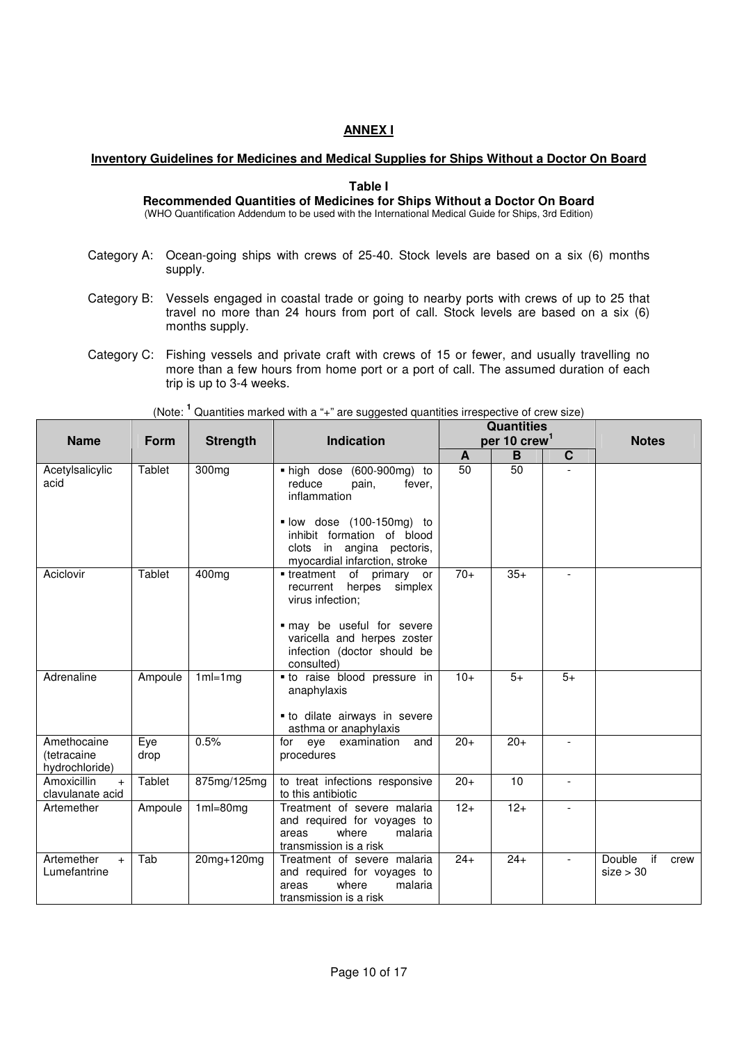## ANNEX I

### Inventory Guidelines for Medicines and Medical Supplies for Ships Without a Doctor On Board

**Table I**
**Recommended Quantities of Medicines for Ships Without a Doctor On Board**
(WHO Quantification Addendum to be used with the International Medical Guide for Ships, 3rd Edition)

Category A: Ocean-going ships with crews of 25-40. Stock levels are based on a six (6) months supply.

Category B: Vessels engaged in coastal trade or going to nearby ports with crews of up to 25 that travel no more than 24 hours from port of call. Stock levels are based on a six (6) months supply.

Category C: Fishing vessels and private craft with crews of 15 or fewer, and usually travelling no more than a few hours from home port or a port of call. The assumed duration of each trip is up to 3-4 weeks.

(Note: [1] Quantities marked with a "+" are suggested quantities irrespective of crew size)

| Name | Form | Strength | Indication | Quantities per 10 crew[1] | | | Notes |
|---|---|---|---|---|---|---|---|
| | | | | A | B | C | |
| Acetylsalicylic acid | Tablet | 300mg | ▪ high dose (600-900mg) to reduce pain, fever, inflammation<br><br>▪ low dose (100-150mg) to inhibit formation of blood clots in angina pectoris, myocardial infarction, stroke | 50 | 50 | - | |
| Aciclovir | Tablet | 400mg | ▪ treatment of primary or recurrent herpes simplex virus infection;<br><br>▪ may be useful for severe varicella and herpes zoster infection (doctor should be consulted) | 70+ | 35+ | - | |
| Adrenaline | Ampoule | 1ml=1mg | ▪ to raise blood pressure in anaphylaxis<br><br>▪ to dilate airways in severe asthma or anaphylaxis | 10+ | 5+ | 5+ | |
| Amethocaine (tetracaine hydrochloride) | Eye drop | 0.5% | for eye examination and procedures | 20+ | 20+ | - | |
| Amoxicillin + clavulanate acid | Tablet | 875mg/125mg | to treat infections responsive to this antibiotic | 20+ | 10 | - | |
| Artemether | Ampoule | 1ml=80mg | Treatment of severe malaria and required for voyages to areas where malaria transmission is a risk | 12+ | 12+ | - | |
| Artemether + Lumefantrine | Tab | 20mg+120mg | Treatment of severe malaria and required for voyages to areas where malaria transmission is a risk | 24+ | 24+ | - | Double if crew size > 30 |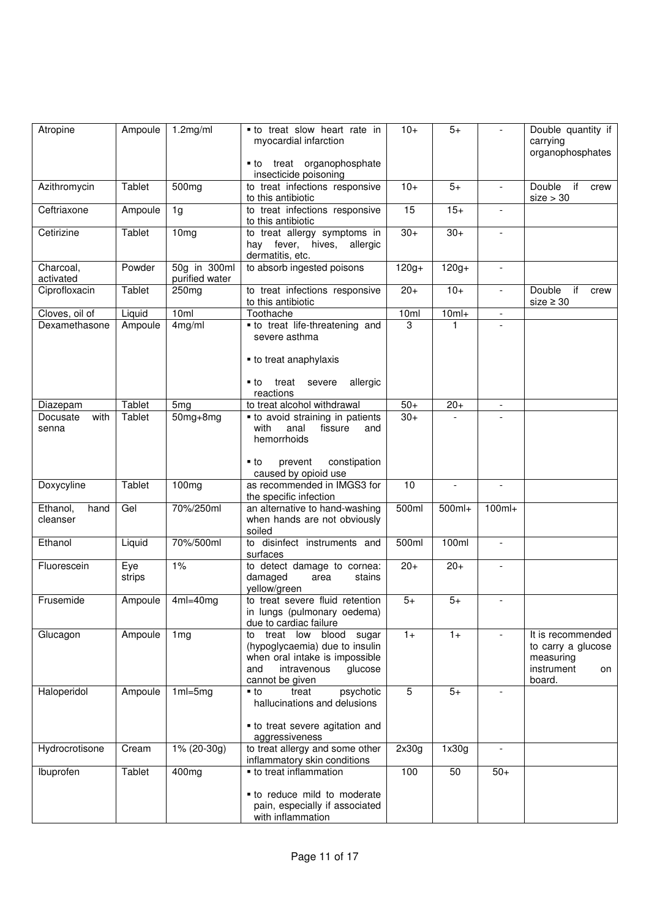| Atropine | Ampoule | 1.2mg/ml | ▪ to treat slow heart rate in myocardial infarction<br><br>▪ to treat organophosphate insecticide poisoning | 10+ | 5+ | - | Double quantity if carrying organophosphates |
|---|---|---|---|---|---|---|---|
| Azithromycin | Tablet | 500mg | to treat infections responsive to this antibiotic | 10+ | 5+ | - | Double if crew size > 30 |
| Ceftriaxone | Ampoule | 1g | to treat infections responsive to this antibiotic | 15 | 15+ | - | |
| Cetirizine | Tablet | 10mg | to treat allergy symptoms in hay fever, hives, allergic dermatitis, etc. | 30+ | 30+ | - | |
| Charcoal, activated | Powder | 50g in 300ml purified water | to absorb ingested poisons | 120g+ | 120g+ | - | |
| Ciprofloxacin | Tablet | 250mg | to treat infections responsive to this antibiotic | 20+ | 10+ | - | Double if crew size ≥ 30 |
| Cloves, oil of | Liquid | 10ml | Toothache | 10ml | 10ml+ | - | |
| Dexamethasone | Ampoule | 4mg/ml | ▪ to treat life-threatening and severe asthma<br><br>▪ to treat anaphylaxis<br><br>▪ to treat severe allergic reactions | 3 | 1 | - | |
| Diazepam | Tablet | 5mg | to treat alcohol withdrawal | 50+ | 20+ | - | |
| Docusate with senna | Tablet | 50mg+8mg | ▪ to avoid straining in patients with anal fissure and hemorrhoids<br><br>▪ to prevent constipation caused by opioid use | 30+ | - | - | |
| Doxycyline | Tablet | 100mg | as recommended in IMGS3 for the specific infection | 10 | - | - | |
| Ethanol, hand cleanser | Gel | 70%/250ml | an alternative to hand-washing when hands are not obviously soiled | 500ml | 500ml+ | 100ml+ | |
| Ethanol | Liquid | 70%/500ml | to disinfect instruments and surfaces | 500ml | 100ml | - | |
| Fluorescein | Eye strips | 1% | to detect damage to cornea: damaged area stains yellow/green | 20+ | 20+ | - | |
| Frusemide | Ampoule | 4ml=40mg | to treat severe fluid retention in lungs (pulmonary oedema) due to cardiac failure | 5+ | 5+ | - | |
| Glucagon | Ampoule | 1mg | to treat low blood sugar (hypoglycaemia) due to insulin when oral intake is impossible and intravenous glucose cannot be given | 1+ | 1+ | - | It is recommended to carry a glucose measuring instrument on board. |
| Haloperidol | Ampoule | 1ml=5mg | ▪ to treat psychotic hallucinations and delusions<br><br>▪ to treat severe agitation and aggressiveness | 5 | 5+ | - | |
| Hydrocrotisone | Cream | 1% (20-30g) | to treat allergy and some other inflammatory skin conditions | 2x30g | 1x30g | - | |
| Ibuprofen | Tablet | 400mg | ▪ to treat inflammation<br><br>▪ to reduce mild to moderate pain, especially if associated with inflammation | 100 | 50 | 50+ | |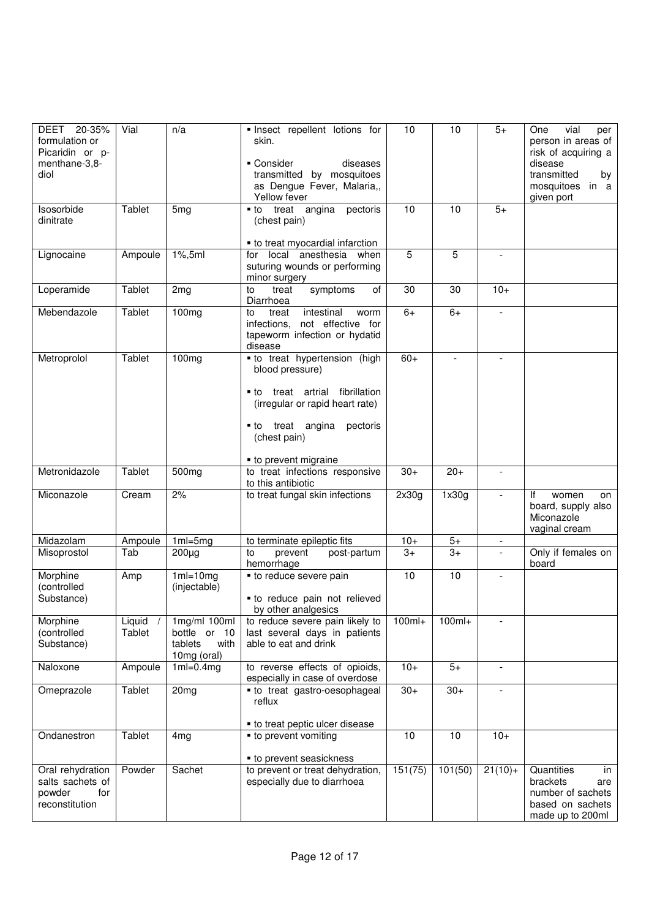| DEET 20-35% formulation or Picaridin or p-menthane-3,8-diol | Vial | n/a | ▪ Insect repellent lotions for skin.<br><br>▪ Consider diseases transmitted by mosquitoes as Dengue Fever, Malaria,, Yellow fever | 10 | 10 | 5+ | One vial per person in areas of risk of acquiring a disease transmitted by mosquitoes in a given port |
|---|---|---|---|---|---|---|---|
| Isosorbide dinitrate | Tablet | 5mg | ▪ to treat angina pectoris (chest pain)<br><br>▪ to treat myocardial infarction | 10 | 10 | 5+ | |
| Lignocaine | Ampoule | 1%,5ml | for local anesthesia when suturing wounds or performing minor surgery | 5 | 5 | - | |
| Loperamide | Tablet | 2mg | to treat symptoms of Diarrhoea | 30 | 30 | 10+ | |
| Mebendazole | Tablet | 100mg | to treat intestinal worm infections, not effective for tapeworm infection or hydatid disease | 6+ | 6+ | - | |
| Metroprolol | Tablet | 100mg | ▪ to treat hypertension (high blood pressure)<br><br>▪ to treat artrial fibrillation (irregular or rapid heart rate)<br><br>▪ to treat angina pectoris (chest pain)<br><br>▪ to prevent migraine | 60+ | - | - | |
| Metronidazole | Tablet | 500mg | to treat infections responsive to this antibiotic | 30+ | 20+ | - | |
| Miconazole | Cream | 2% | to treat fungal skin infections | 2x30g | 1x30g | - | If women on board, supply also Miconazole vaginal cream |
| Midazolam | Ampoule | 1ml=5mg | to terminate epileptic fits | 10+ | 5+ | - | |
| Misoprostol | Tab | 200µg | to prevent post-partum hemorrhage | 3+ | 3+ | - | Only if females on board |
| Morphine (controlled Substance) | Amp | 1ml=10mg (injectable) | ▪ to reduce severe pain<br><br>▪ to reduce pain not relieved by other analgesics | 10 | 10 | - | |
| Morphine (controlled Substance) | Liquid / Tablet | 1mg/ml 100ml bottle or 10 tablets with 10mg (oral) | to reduce severe pain likely to last several days in patients able to eat and drink | 100ml+ | 100ml+ | - | |
| Naloxone | Ampoule | 1ml=0.4mg | to reverse effects of opioids, especially in case of overdose | 10+ | 5+ | - | |
| Omeprazole | Tablet | 20mg | ▪ to treat gastro-oesophageal reflux<br><br>▪ to treat peptic ulcer disease | 30+ | 30+ | - | |
| Ondanestron | Tablet | 4mg | ▪ to prevent vomiting<br><br>▪ to prevent seasickness | 10 | 10 | 10+ | |
| Oral rehydration salts sachets of powder for reconstitution | Powder | Sachet | to prevent or treat dehydration, especially due to diarrhoea | 151(75) | 101(50) | 21(10)+ | Quantities in brackets are number of sachets based on sachets made up to 200ml |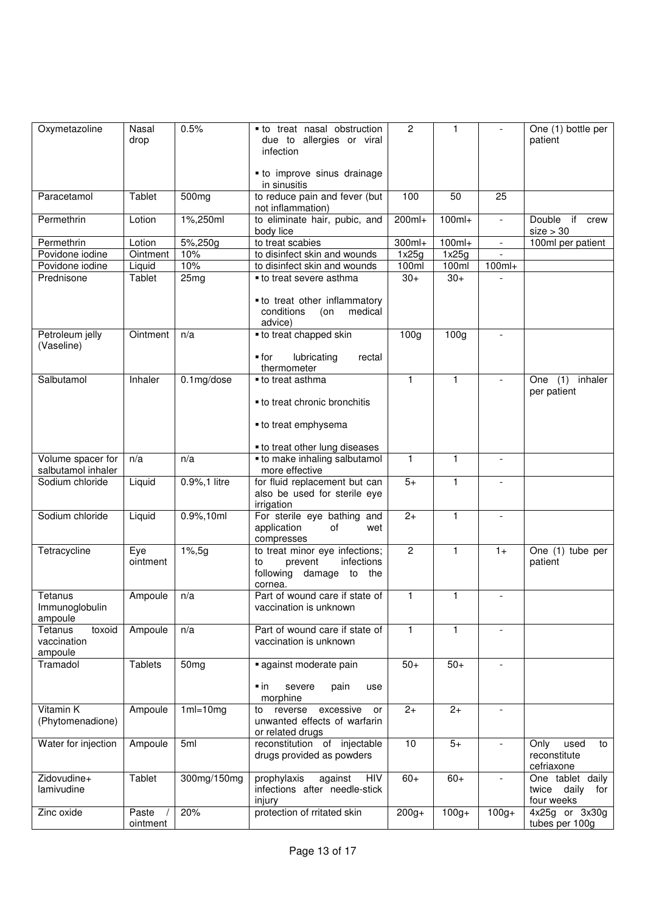| Oxymetazoline | Nasal drop | 0.5% | ▪ to treat nasal obstruction due to allergies or viral infection<br><br>▪ to improve sinus drainage in sinusitis | 2 | 1 | - | One (1) bottle per patient |
|---|---|---|---|---|---|---|---|
| Paracetamol | Tablet | 500mg | to reduce pain and fever (but not inflammation) | 100 | 50 | 25 | |
| Permethrin | Lotion | 1%,250ml | to eliminate hair, pubic, and body lice | 200ml+ | 100ml+ | - | Double if crew size > 30 |
| Permethrin | Lotion | 5%,250g | to treat scabies | 300ml+ | 100ml+ | - | 100ml per patient |
| Povidone iodine | Ointment | 10% | to disinfect skin and wounds | 1x25g | 1x25g | - | |
| Povidone iodine | Liquid | 10% | to disinfect skin and wounds | 100ml | 100ml | 100ml+ | |
| Prednisone | Tablet | 25mg | ▪ to treat severe asthma<br><br>▪ to treat other inflammatory conditions (on medical advice) | 30+ | 30+ | - | |
| Petroleum jelly (Vaseline) | Ointment | n/a | ▪ to treat chapped skin<br><br>▪ for lubricating rectal thermometer | 100g | 100g | - | |
| Salbutamol | Inhaler | 0.1mg/dose | ▪ to treat asthma<br><br>▪ to treat chronic bronchitis<br><br>▪ to treat emphysema<br><br>▪ to treat other lung diseases | 1 | 1 | - | One (1) inhaler per patient |
| Volume spacer for salbutamol inhaler | n/a | n/a | ▪ to make inhaling salbutamol more effective | 1 | 1 | - | |
| Sodium chloride | Liquid | 0.9%,1 litre | for fluid replacement but can also be used for sterile eye irrigation | 5+ | 1 | - | |
| Sodium chloride | Liquid | 0.9%,10ml | For sterile eye bathing and application of wet compresses | 2+ | 1 | - | |
| Tetracycline | Eye ointment | 1%,5g | to treat minor eye infections; to prevent infections following damage to the cornea. | 2 | 1 | 1+ | One (1) tube per patient |
| Tetanus Immunoglobulin ampoule | Ampoule | n/a | Part of wound care if state of vaccination is unknown | 1 | 1 | - | |
| Tetanus toxoid vaccination ampoule | Ampoule | n/a | Part of wound care if state of vaccination is unknown | 1 | 1 | - | |
| Tramadol | Tablets | 50mg | ▪ against moderate pain<br><br>▪ in severe pain use morphine | 50+ | 50+ | - | |
| Vitamin K (Phytomenadione) | Ampoule | 1ml=10mg | to reverse excessive or unwanted effects of warfarin or related drugs | 2+ | 2+ | - | |
| Water for injection | Ampoule | 5ml | reconstitution of injectable drugs provided as powders | 10 | 5+ | - | Only used to reconstitute cefriaxone |
| Zidovudine+ lamivudine | Tablet | 300mg/150mg | prophylaxis against HIV infections after needle-stick injury | 60+ | 60+ | - | One tablet daily twice daily for four weeks |
| Zinc oxide | Paste / ointment | 20% | protection of rritated skin | 200g+ | 100g+ | 100g+ | 4x25g or 3x30g tubes per 100g |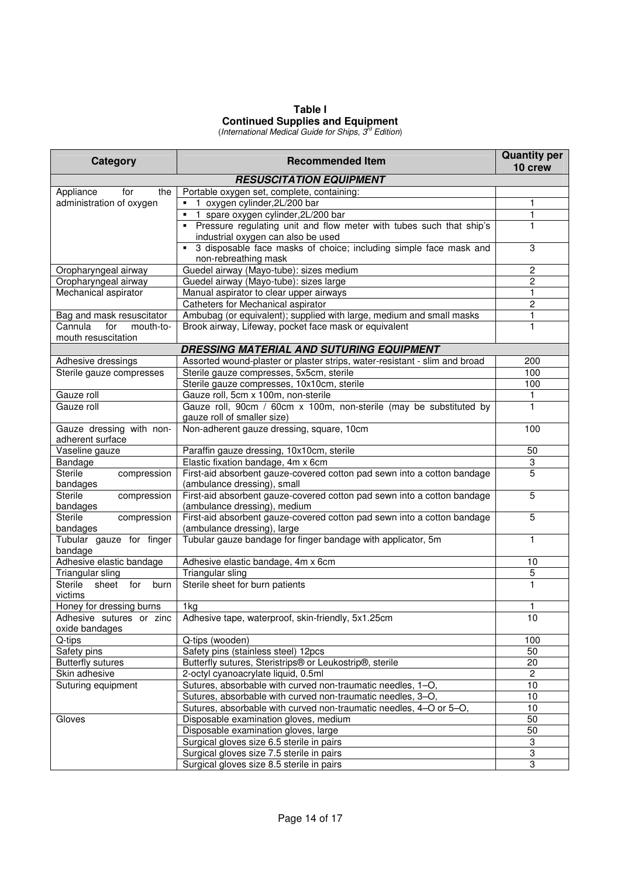**Table I**
**Continued Supplies and Equipment**
(*International Medical Guide for Ships, 3rd Edition*)

| Category | Recommended Item | Quantity per 10 crew |
|---|---|---|
| ***RESUSCITATION EQUIPMENT*** | | |
| Appliance for the administration of oxygen | Portable oxygen set, complete, containing: | |
| | ▪ 1 oxygen cylinder,2L/200 bar | 1 |
| | ▪ 1 spare oxygen cylinder,2L/200 bar | 1 |
| | ▪ Pressure regulating unit and flow meter with tubes such that ship's industrial oxygen can also be used | 1 |
| | ▪ 3 disposable face masks of choice; including simple face mask and non-rebreathing mask | 3 |
| Oropharyngeal airway | Guedel airway (Mayo-tube): sizes medium | 2 |
| Oropharyngeal airway | Guedel airway (Mayo-tube): sizes large | 2 |
| Mechanical aspirator | Manual aspirator to clear upper airways | 1 |
| | Catheters for Mechanical aspirator | 2 |
| Bag and mask resuscitator | Ambubag (or equivalent); supplied with large, medium and small masks | 1 |
| Cannula for mouth-to-mouth resuscitation | Brook airway, Lifeway, pocket face mask or equivalent | 1 |
| ***DRESSING MATERIAL AND SUTURING EQUIPMENT*** | | |
| Adhesive dressings | Assorted wound-plaster or plaster strips, water-resistant - slim and broad | 200 |
| Sterile gauze compresses | Sterile gauze compresses, 5x5cm, sterile | 100 |
| | Sterile gauze compresses, 10x10cm, sterile | 100 |
| Gauze roll | Gauze roll, 5cm x 100m, non-sterile | 1 |
| Gauze roll | Gauze roll, 90cm / 60cm x 100m, non-sterile (may be substituted by gauze roll of smaller size) | 1 |
| Gauze dressing with non-adherent surface | Non-adherent gauze dressing, square, 10cm | 100 |
| Vaseline gauze | Paraffin gauze dressing, 10x10cm, sterile | 50 |
| Bandage | Elastic fixation bandage, 4m x 6cm | 3 |
| Sterile compression bandages | First-aid absorbent gauze-covered cotton pad sewn into a cotton bandage (ambulance dressing), small | 5 |
| Sterile compression bandages | First-aid absorbent gauze-covered cotton pad sewn into a cotton bandage (ambulance dressing), medium | 5 |
| Sterile compression bandages | First-aid absorbent gauze-covered cotton pad sewn into a cotton bandage (ambulance dressing), large | 5 |
| Tubular gauze for finger bandage | Tubular gauze bandage for finger bandage with applicator, 5m | 1 |
| Adhesive elastic bandage | Adhesive elastic bandage, 4m x 6cm | 10 |
| Triangular sling | Triangular sling | 5 |
| Sterile sheet for burn victims | Sterile sheet for burn patients | 1 |
| Honey for dressing burns | 1kg | 1 |
| Adhesive sutures or zinc oxide bandages | Adhesive tape, waterproof, skin-friendly, 5x1.25cm | 10 |
| Q-tips | Q-tips (wooden) | 100 |
| Safety pins | Safety pins (stainless steel) 12pcs | 50 |
| Butterfly sutures | Butterfly sutures, Steristrips® or Leukostrip®, sterile | 20 |
| Skin adhesive | 2-octyl cyanoacrylate liquid, 0.5ml | 2 |
| Suturing equipment | Sutures, absorbable with curved non-traumatic needles, 1–O, | 10 |
| | Sutures, absorbable with curved non-traumatic needles, 3–O, | 10 |
| | Sutures, absorbable with curved non-traumatic needles, 4–O or 5–O, | 10 |
| Gloves | Disposable examination gloves, medium | 50 |
| | Disposable examination gloves, large | 50 |
| | Surgical gloves size 6.5 sterile in pairs | 3 |
| | Surgical gloves size 7.5 sterile in pairs | 3 |
| | Surgical gloves size 8.5 sterile in pairs | 3 |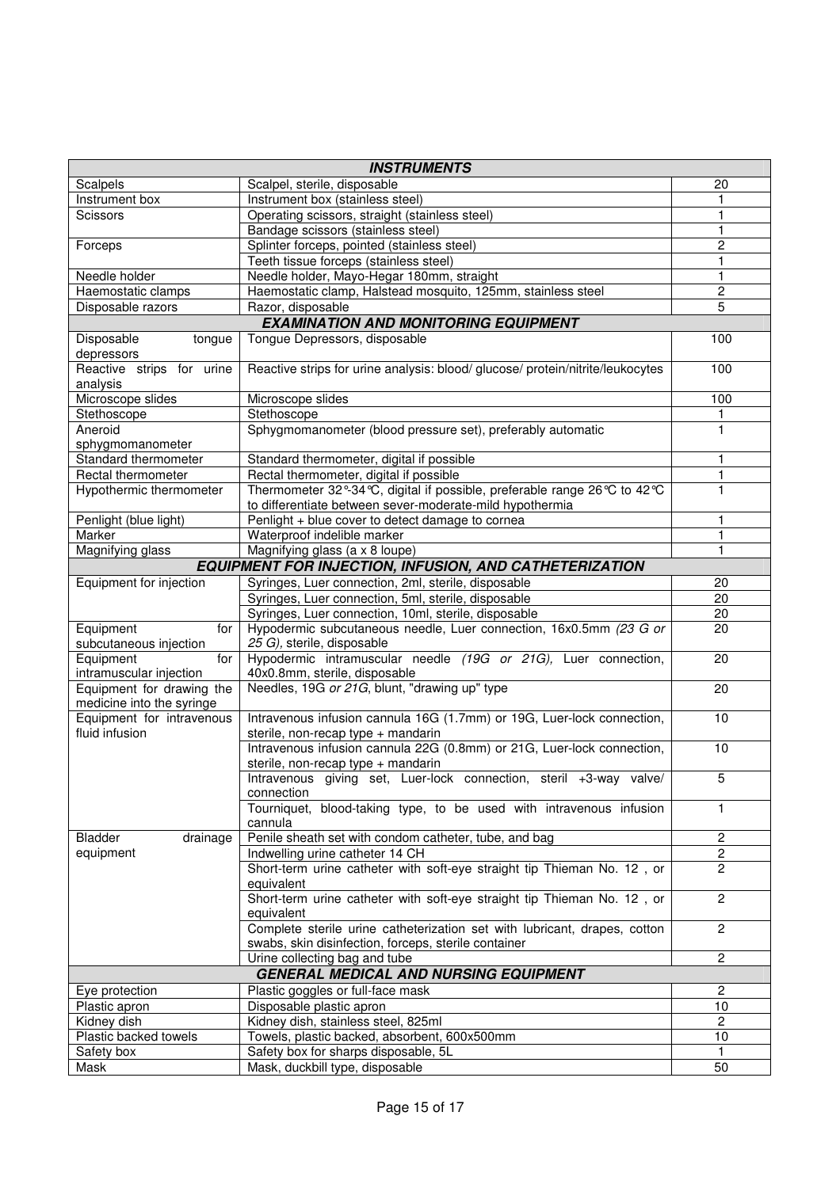| **INSTRUMENTS** | | |
|---|---|---|
| Scalpels | Scalpel, sterile, disposable | 20 |
| Instrument box | Instrument box (stainless steel) | 1 |
| Scissors | Operating scissors, straight (stainless steel) | 1 |
| | Bandage scissors (stainless steel) | 1 |
| Forceps | Splinter forceps, pointed (stainless steel) | 2 |
| | Teeth tissue forceps (stainless steel) | 1 |
| Needle holder | Needle holder, Mayo-Hegar 180mm, straight | 1 |
| Haemostatic clamps | Haemostatic clamp, Halstead mosquito, 125mm, stainless steel | 2 |
| Disposable razors | Razor, disposable | 5 |
| **EXAMINATION AND MONITORING EQUIPMENT** | | |
| Disposable tongue depressors | Tongue Depressors, disposable | 100 |
| Reactive strips for urine analysis | Reactive strips for urine analysis: blood/ glucose/ protein/nitrite/leukocytes | 100 |
| Microscope slides | Microscope slides | 100 |
| Stethoscope | Stethoscope | 1 |
| Aneroid sphygmomanometer | Sphygmomanometer (blood pressure set), preferably automatic | 1 |
| Standard thermometer | Standard thermometer, digital if possible | 1 |
| Rectal thermometer | Rectal thermometer, digital if possible | 1 |
| Hypothermic thermometer | Thermometer 32°-34°C, digital if possible, preferable range 26°C to 42°C to differentiate between sever-moderate-mild hypothermia | 1 |
| Penlight (blue light) | Penlight + blue cover to detect damage to cornea | 1 |
| Marker | Waterproof indelible marker | 1 |
| Magnifying glass | Magnifying glass (a x 8 loupe) | 1 |
| **EQUIPMENT FOR INJECTION, INFUSION, AND CATHETERIZATION** | | |
| Equipment for injection | Syringes, Luer connection, 2ml, sterile, disposable | 20 |
| | Syringes, Luer connection, 5ml, sterile, disposable | 20 |
| | Syringes, Luer connection, 10ml, sterile, disposable | 20 |
| Equipment for subcutaneous injection | Hypodermic subcutaneous needle, Luer connection, 16x0.5mm *(23 G or 25 G)*, sterile, disposable | 20 |
| Equipment for intramuscular injection | Hypodermic intramuscular needle *(19G or 21G)*, Luer connection, 40x0.8mm, sterile, disposable | 20 |
| Equipment for drawing the medicine into the syringe | Needles, 19G *or 21G*, blunt, "drawing up" type | 20 |
| Equipment for intravenous fluid infusion | Intravenous infusion cannula 16G (1.7mm) or 19G, Luer-lock connection, sterile, non-recap type + mandarin | 10 |
| | Intravenous infusion cannula 22G (0.8mm) or 21G, Luer-lock connection, sterile, non-recap type + mandarin | 10 |
| | Intravenous giving set, Luer-lock connection, steril +3-way valve/ connection | 5 |
| | Tourniquet, blood-taking type, to be used with intravenous infusion cannula | 1 |
| Bladder drainage equipment | Penile sheath set with condom catheter, tube, and bag | 2 |
| | Indwelling urine catheter 14 CH | 2 |
| | Short-term urine catheter with soft-eye straight tip Thieman No. 12 , or equivalent | 2 |
| | Short-term urine catheter with soft-eye straight tip Thieman No. 12 , or equivalent | 2 |
| | Complete sterile urine catheterization set with lubricant, drapes, cotton swabs, skin disinfection, forceps, sterile container | 2 |
| | Urine collecting bag and tube | 2 |
| **GENERAL MEDICAL AND NURSING EQUIPMENT** | | |
| Eye protection | Plastic goggles or full-face mask | 2 |
| Plastic apron | Disposable plastic apron | 10 |
| Kidney dish | Kidney dish, stainless steel, 825ml | 2 |
| Plastic backed towels | Towels, plastic backed, absorbent, 600x500mm | 10 |
| Safety box | Safety box for sharps disposable, 5L | 1 |
| Mask | Mask, duckbill type, disposable | 50 |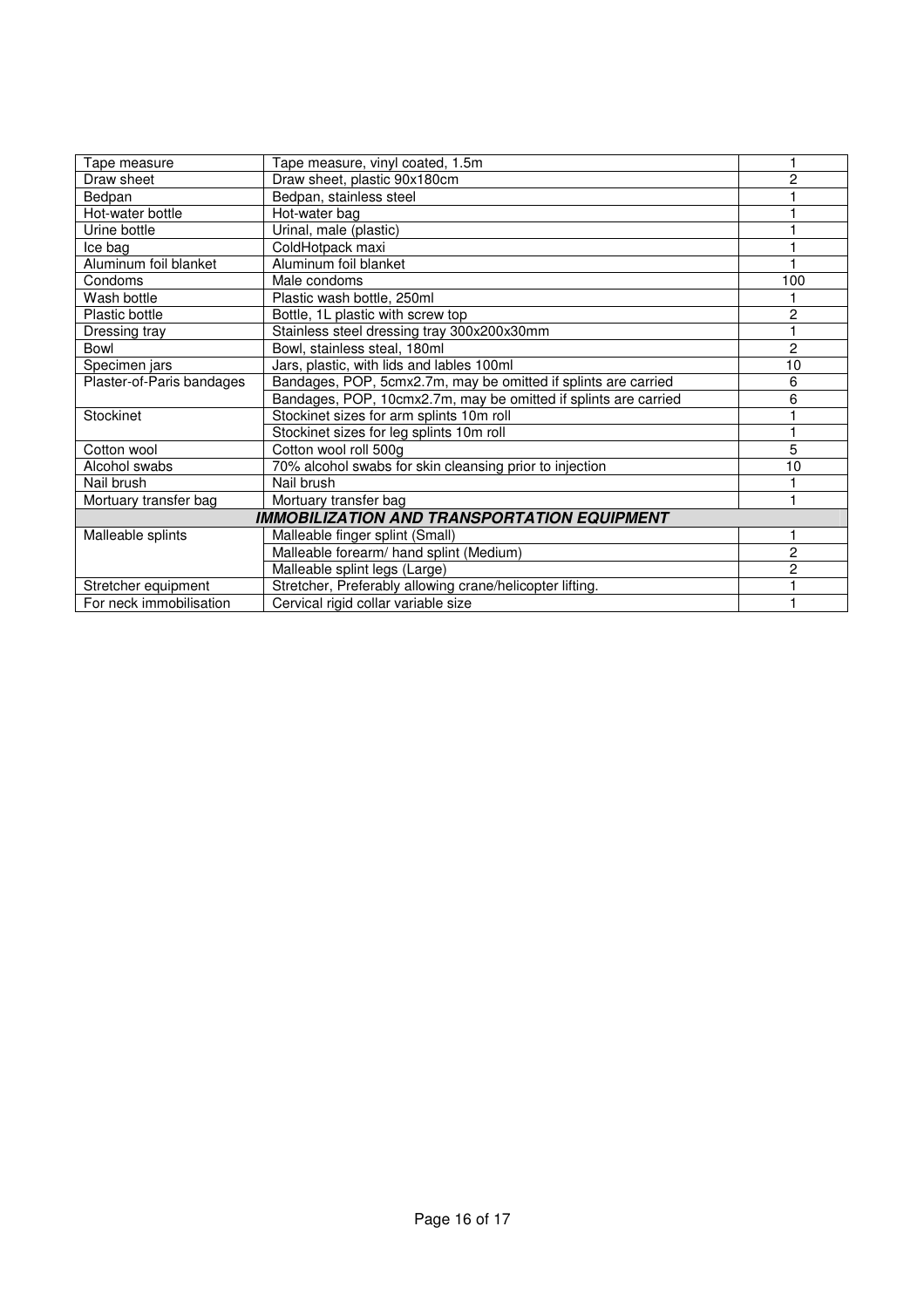| Tape measure | Tape measure, vinyl coated, 1.5m | 1 |
|---|---|---|
| Draw sheet | Draw sheet, plastic 90x180cm | 2 |
| Bedpan | Bedpan, stainless steel | 1 |
| Hot-water bottle | Hot-water bag | 1 |
| Urine bottle | Urinal, male (plastic) | 1 |
| Ice bag | ColdHotpack maxi | 1 |
| Aluminum foil blanket | Aluminum foil blanket | 1 |
| Condoms | Male condoms | 100 |
| Wash bottle | Plastic wash bottle, 250ml | 1 |
| Plastic bottle | Bottle, 1L plastic with screw top | 2 |
| Dressing tray | Stainless steel dressing tray 300x200x30mm | 1 |
| Bowl | Bowl, stainless steal, 180ml | 2 |
| Specimen jars | Jars, plastic, with lids and lables 100ml | 10 |
| Plaster-of-Paris bandages | Bandages, POP, 5cmx2.7m, may be omitted if splints are carried | 6 |
| | Bandages, POP, 10cmx2.7m, may be omitted if splints are carried | 6 |
| Stockinet | Stockinet sizes for arm splints 10m roll | 1 |
| | Stockinet sizes for leg splints 10m roll | 1 |
| Cotton wool | Cotton wool roll 500g | 5 |
| Alcohol swabs | 70% alcohol swabs for skin cleansing prior to injection | 10 |
| Nail brush | Nail brush | 1 |
| Mortuary transfer bag | Mortuary transfer bag | 1 |
| ***IMMOBILIZATION AND TRANSPORTATION EQUIPMENT*** | | |
| Malleable splints | Malleable finger splint (Small) | 1 |
| | Malleable forearm/ hand splint (Medium) | 2 |
| | Malleable splint legs (Large) | 2 |
| Stretcher equipment | Stretcher, Preferably allowing crane/helicopter lifting. | 1 |
| For neck immobilisation | Cervical rigid collar variable size | 1 |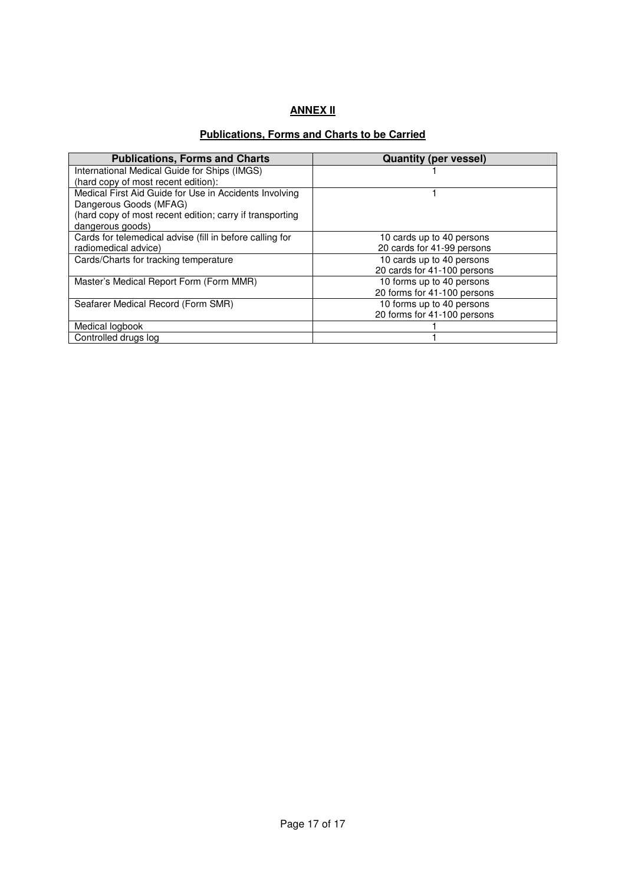## ANNEX II

### Publications, Forms and Charts to be Carried

| Publications, Forms and Charts | Quantity (per vessel) |
| --- | --- |
| International Medical Guide for Ships (IMGS) (hard copy of most recent edition): | 1 |
| Medical First Aid Guide for Use in Accidents Involving Dangerous Goods (MFAG) (hard copy of most recent edition; carry if transporting dangerous goods) | 1 |
| Cards for telemedical advise (fill in before calling for radiomedical advice) | 10 cards up to 40 persons<br>20 cards for 41-99 persons |
| Cards/Charts for tracking temperature | 10 cards up to 40 persons<br>20 cards for 41-100 persons |
| Master's Medical Report Form (Form MMR) | 10 forms up to 40 persons<br>20 forms for 41-100 persons |
| Seafarer Medical Record (Form SMR) | 10 forms up to 40 persons<br>20 forms for 41-100 persons |
| Medical logbook | 1 |
| Controlled drugs log | 1 |